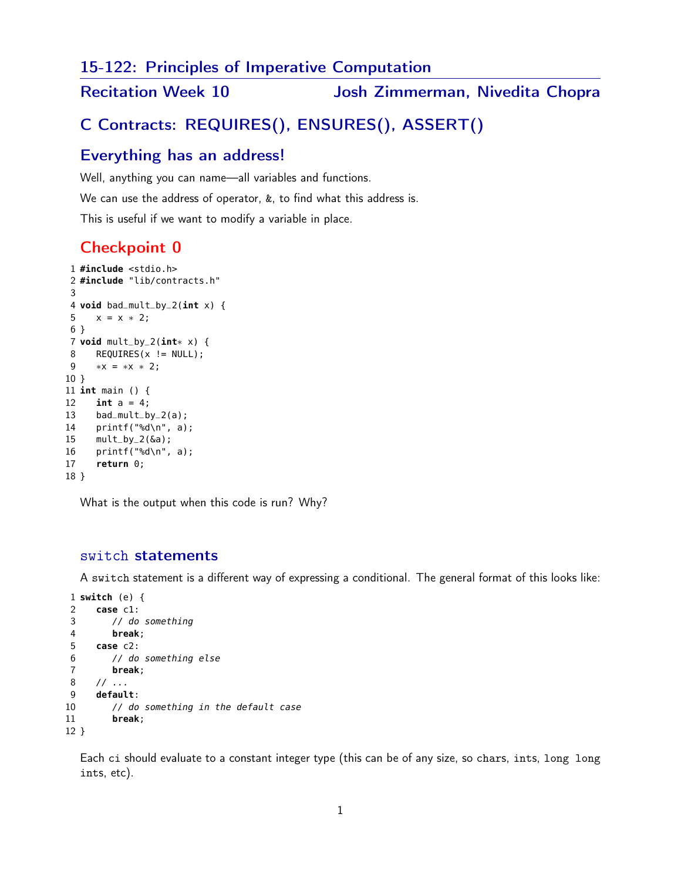# 15-122: Principles of Imperative Computation

## Recitation Week 10 — Josh Zimmerman, Nivedita Chopra

## C Contracts: REQUIRES(), ENSURES(), ASSERT()

### Everything has an address!

Well, anything you can name—all variables and functions.

We can use the address of operator, `&`, to find what this address is.

This is useful if we want to modify a variable in place.

## Checkpoint 0

```
1 #include <stdio.h>
2 #include "lib/contracts.h"
3
4 void bad_mult_by_2(int x) {
5    x = x * 2;
6 }
7 void mult_by_2(int* x) {
8    REQUIRES(x != NULL);
9    *x = *x * 2;
10 }
11 int main () {
12    int a = 4;
13    bad_mult_by_2(a);
14    printf("%d\n", a);
15    mult_by_2(&a);
16    printf("%d\n", a);
17    return 0;
18 }
```

What is the output when this code is run? Why?

### `switch` statements

A `switch` statement is a different way of expressing a conditional. The general format of this looks like:

```
1 switch (e) {
2    case c1:
3       // do something
4       break;
5    case c2:
6       // do something else
7       break;
8    // ...
9    default:
10      // do something in the default case
11      break;
12 }
```

Each `ci` should evaluate to a constant integer type (this can be of any size, so `char`s, `int`s, `long long int`s, etc).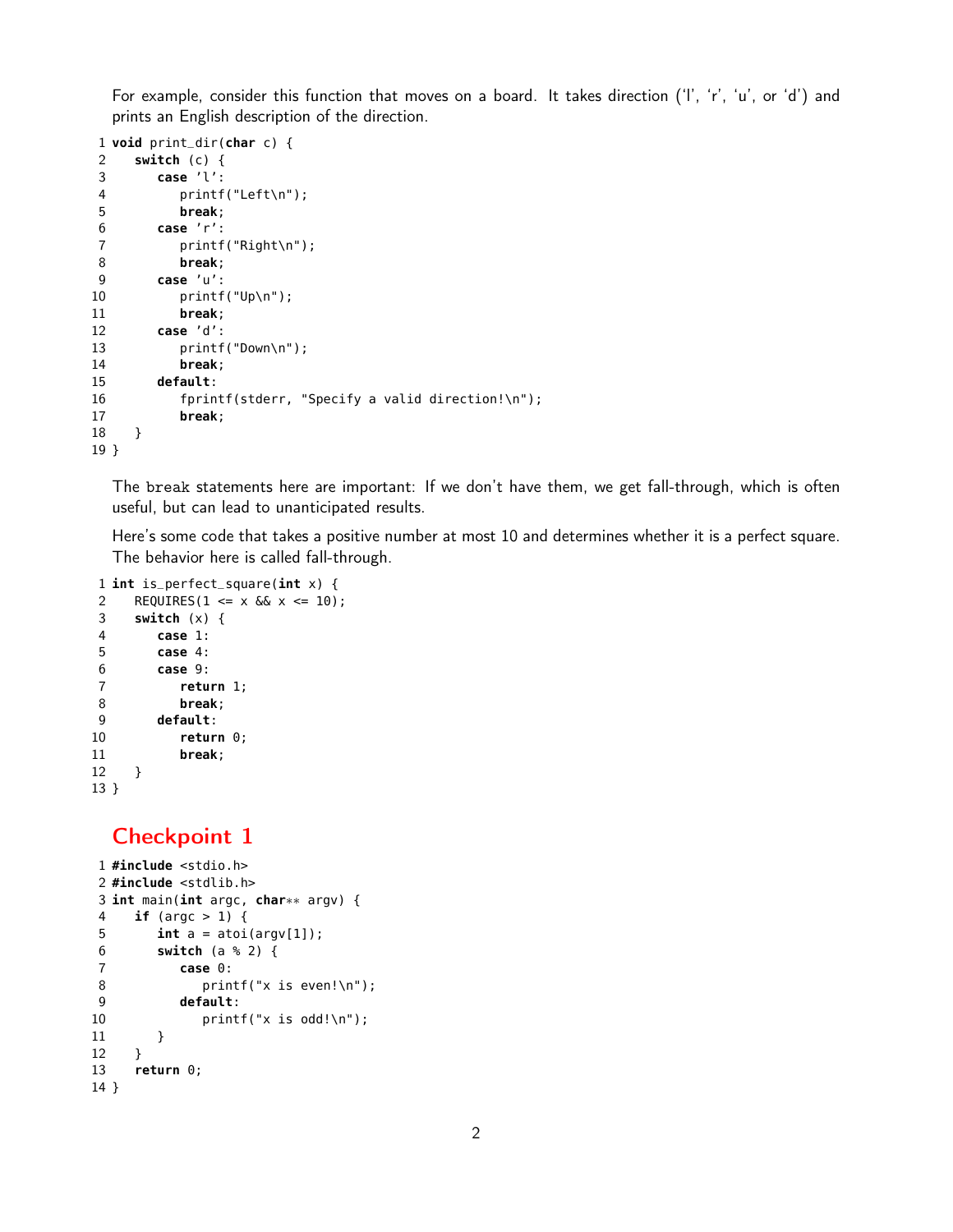For example, consider this function that moves on a board. It takes direction ('l', 'r', 'u', or 'd') and prints an English description of the direction.

```
 1 void print_dir(char c) {
 2    switch (c) {
 3       case 'l':
 4          printf("Left\n");
 5          break;
 6       case 'r':
 7          printf("Right\n");
 8          break;
 9       case 'u':
10          printf("Up\n");
11          break;
12       case 'd':
13          printf("Down\n");
14          break;
15       default:
16          fprintf(stderr, "Specify a valid direction!\n");
17          break;
18    }
19 }
```

The break statements here are important: If we don't have them, we get fall-through, which is often useful, but can lead to unanticipated results.

Here's some code that takes a positive number at most 10 and determines whether it is a perfect square. The behavior here is called fall-through.

```
 1 int is_perfect_square(int x) {
 2    REQUIRES(1 <= x && x <= 10);
 3    switch (x) {
 4       case 1:
 5       case 4:
 6       case 9:
 7          return 1;
 8          break;
 9       default:
10          return 0;
11          break;
12    }
13 }
```

## Checkpoint 1

```
 1 #include <stdio.h>
 2 #include <stdlib.h>
 3 int main(int argc, char** argv) {
 4    if (argc > 1) {
 5       int a = atoi(argv[1]);
 6       switch (a % 2) {
 7          case 0:
 8             printf("x is even!\n");
 9          default:
10             printf("x is odd!\n");
11       }
12    }
13    return 0;
14 }
```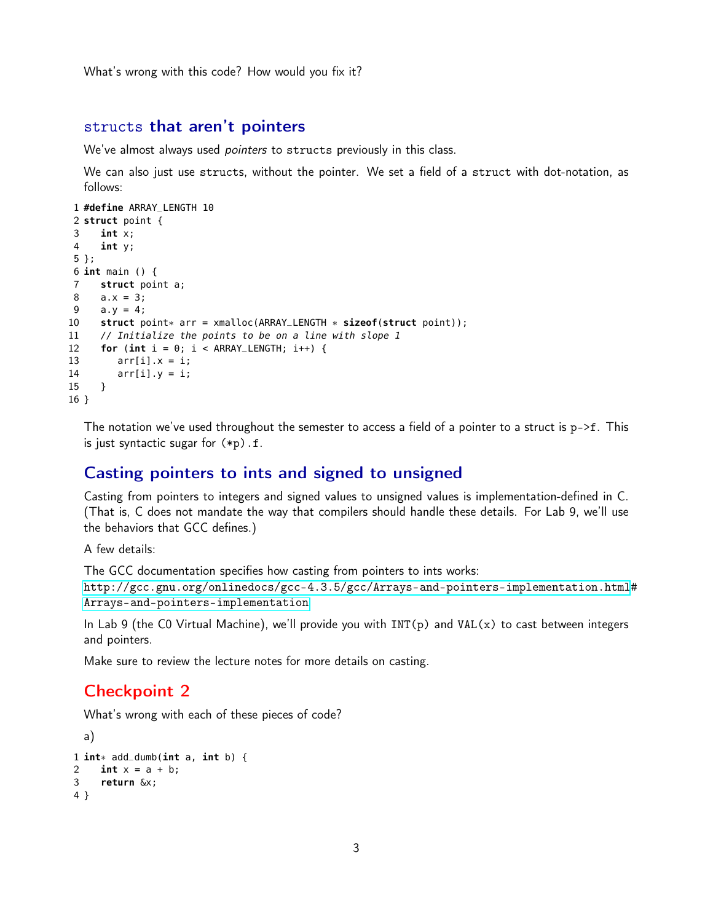What's wrong with this code? How would you fix it?

## `structs` that aren't pointers

We've almost always used *pointers* to `structs` previously in this class.

We can also just use `structs`, without the pointer. We set a field of a `struct` with dot-notation, as follows:

```
1 #define ARRAY_LENGTH 10
2 struct point {
3    int x;
4    int y;
5 };
6 int main () {
7    struct point a;
8    a.x = 3;
9    a.y = 4;
10   struct point* arr = xmalloc(ARRAY_LENGTH * sizeof(struct point));
11   // Initialize the points to be on a line with slope 1
12   for (int i = 0; i < ARRAY_LENGTH; i++) {
13      arr[i].x = i;
14      arr[i].y = i;
15   }
16 }
```

The notation we've used throughout the semester to access a field of a pointer to a struct is `p->f`. This is just syntactic sugar for `(*p).f`.

## Casting pointers to ints and signed to unsigned

Casting from pointers to integers and signed values to unsigned values is implementation-defined in C. (That is, C does not mandate the way that compilers should handle these details. For Lab 9, we'll use the behaviors that GCC defines.)

A few details:

The GCC documentation specifies how casting from pointers to ints works:
http://gcc.gnu.org/onlinedocs/gcc-4.3.5/gcc/Arrays-and-pointers-implementation.html#Arrays-and-pointers-implementation

In Lab 9 (the C0 Virtual Machine), we'll provide you with `INT(p)` and `VAL(x)` to cast between integers and pointers.

Make sure to review the lecture notes for more details on casting.

## Checkpoint 2

What's wrong with each of these pieces of code?

a)

```
1 int* add_dumb(int a, int b) {
2    int x = a + b;
3    return &x;
4 }
```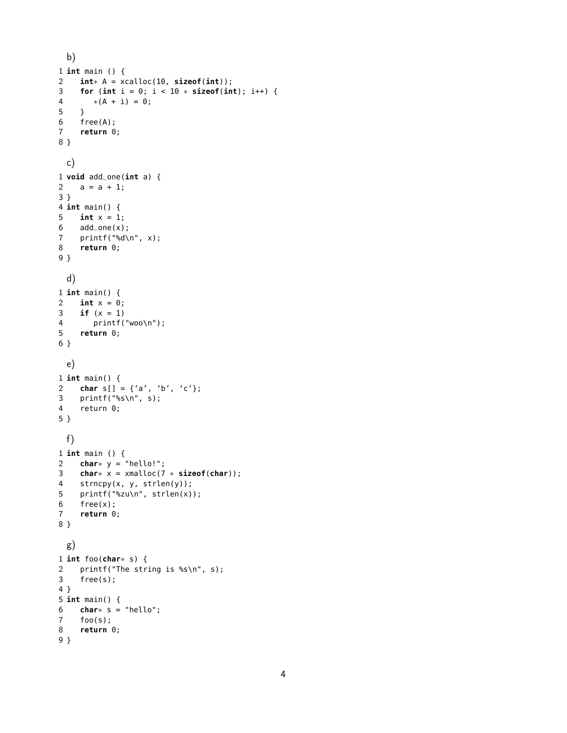b)

```
1 int main () {
2    int* A = xcalloc(10, sizeof(int));
3    for (int i = 0; i < 10 * sizeof(int); i++) {
4       *(A + i) = 0;
5    }
6    free(A);
7    return 0;
8 }
```

c)

```
1 void add_one(int a) {
2    a = a + 1;
3 }
4 int main() {
5    int x = 1;
6    add_one(x);
7    printf("%d\n", x);
8    return 0;
9 }
```

d)

```
1 int main() {
2    int x = 0;
3    if (x = 1)
4       printf("woo\n");
5    return 0;
6 }
```

e)

```
1 int main() {
2    char s[] = {'a', 'b', 'c'};
3    printf("%s\n", s);
4    return 0;
5 }
```

f)

```
1 int main () {
2    char* y = "hello!";
3    char* x = xmalloc(7 * sizeof(char));
4    strncpy(x, y, strlen(y));
5    printf("%zu\n", strlen(x));
6    free(x);
7    return 0;
8 }
```

g)

```
1 int foo(char* s) {
2    printf("The string is %s\n", s);
3    free(s);
4 }
5 int main() {
6    char* s = "hello";
7    foo(s);
8    return 0;
9 }
```